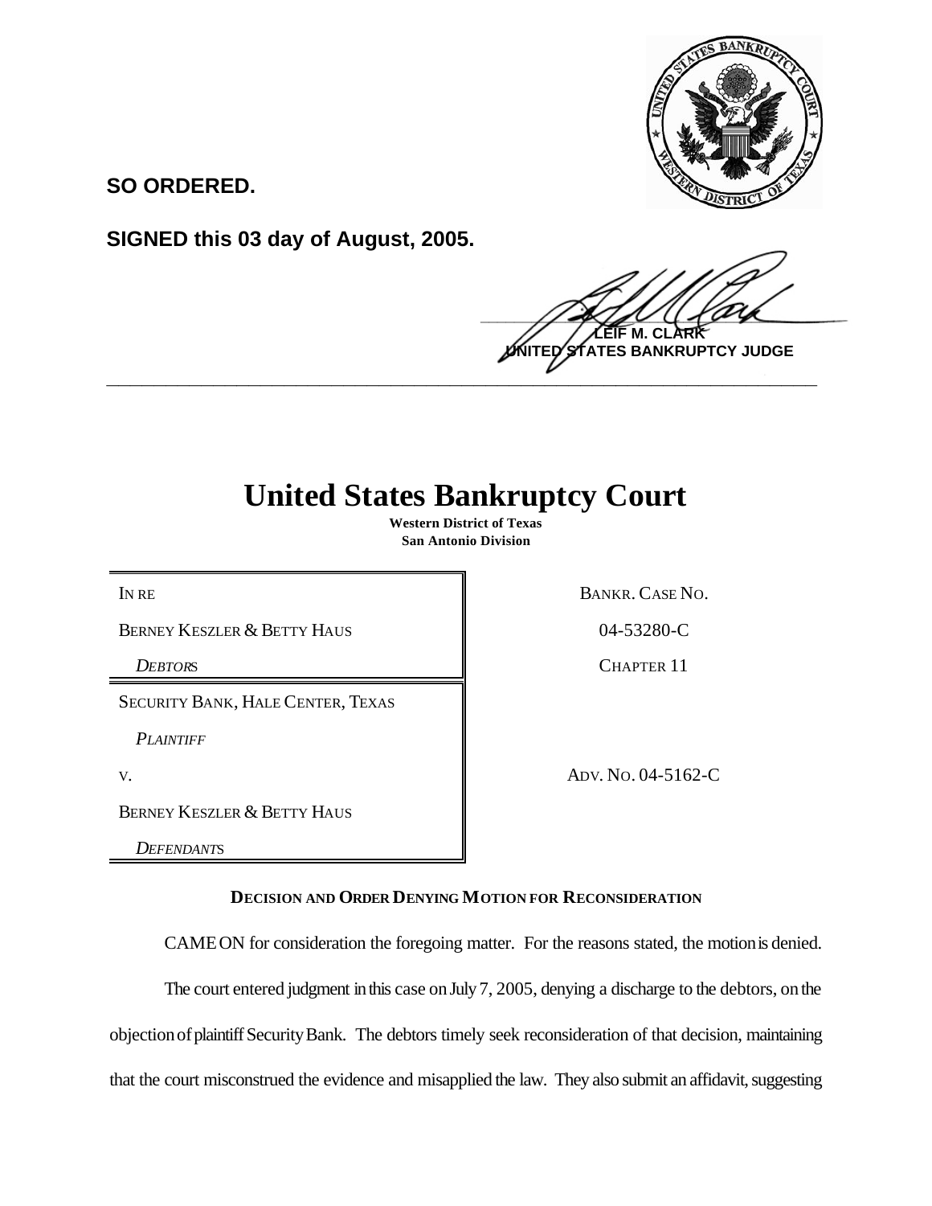**SO ORDERED.**

**SIGNED this 03 day of August, 2005.**

**LEIF M. CLARK**
**UNITED STATES BANKRUPTCY JUDGE**

---

# United States Bankruptcy Court

**Western District of Texas**
**San Antonio Division**

| | |
|---|---|
| IN RE | BANKR. CASE NO. |
| BERNEY KESZLER & BETTY HAUS | 04-53280-C |
| *DEBTORS* | CHAPTER 11 |
| SECURITY BANK, HALE CENTER, TEXAS | |
| *PLAINTIFF* | |
| V. | ADV. NO. 04-5162-C |
| BERNEY KESZLER & BETTY HAUS | |
| *DEFENDANTS* | |

**DECISION AND ORDER DENYING MOTION FOR RECONSIDERATION**

CAME ON for consideration the foregoing matter. For the reasons stated, the motion is denied.

The court entered judgment in this case on July 7, 2005, denying a discharge to the debtors, on the objection of plaintiff Security Bank. The debtors timely seek reconsideration of that decision, maintaining that the court misconstrued the evidence and misapplied the law. They also submit an affidavit, suggesting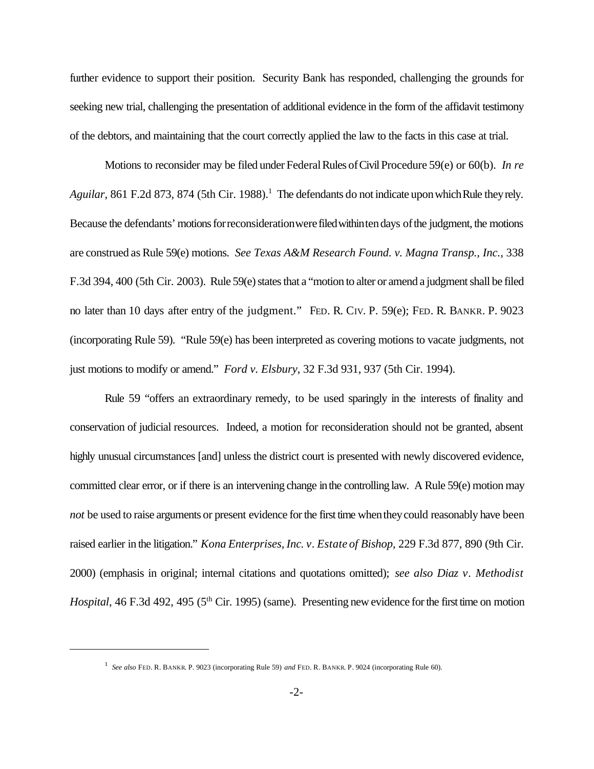further evidence to support their position. Security Bank has responded, challenging the grounds for seeking new trial, challenging the presentation of additional evidence in the form of the affidavit testimony of the debtors, and maintaining that the court correctly applied the law to the facts in this case at trial.

Motions to reconsider may be filed under Federal Rules of Civil Procedure 59(e) or 60(b). *In re Aguilar*, 861 F.2d 873, 874 (5th Cir. 1988).[1] The defendants do not indicate upon which Rule they rely. Because the defendants' motions for reconsideration were filed within ten days of the judgment, the motions are construed as Rule 59(e) motions. *See Texas A&M Research Found. v. Magna Transp., Inc.*, 338 F.3d 394, 400 (5th Cir. 2003). Rule 59(e) states that a "motion to alter or amend a judgment shall be filed no later than 10 days after entry of the judgment." FED. R. CIV. P. 59(e); FED. R. BANKR. P. 9023 (incorporating Rule 59). "Rule 59(e) has been interpreted as covering motions to vacate judgments, not just motions to modify or amend." *Ford v. Elsbury*, 32 F.3d 931, 937 (5th Cir. 1994).

Rule 59 "offers an extraordinary remedy, to be used sparingly in the interests of finality and conservation of judicial resources. Indeed, a motion for reconsideration should not be granted, absent highly unusual circumstances [and] unless the district court is presented with newly discovered evidence, committed clear error, or if there is an intervening change in the controlling law. A Rule 59(e) motion may *not* be used to raise arguments or present evidence for the first time when they could reasonably have been raised earlier in the litigation." *Kona Enterprises, Inc. v. Estate of Bishop*, 229 F.3d 877, 890 (9th Cir. 2000) (emphasis in original; internal citations and quotations omitted); *see also Diaz v. Methodist Hospital*, 46 F.3d 492, 495 (5th Cir. 1995) (same). Presenting new evidence for the first time on motion

---

[1] *See also* FED. R. BANKR. P. 9023 (incorporating Rule 59) *and* FED. R. BANKR. P. 9024 (incorporating Rule 60).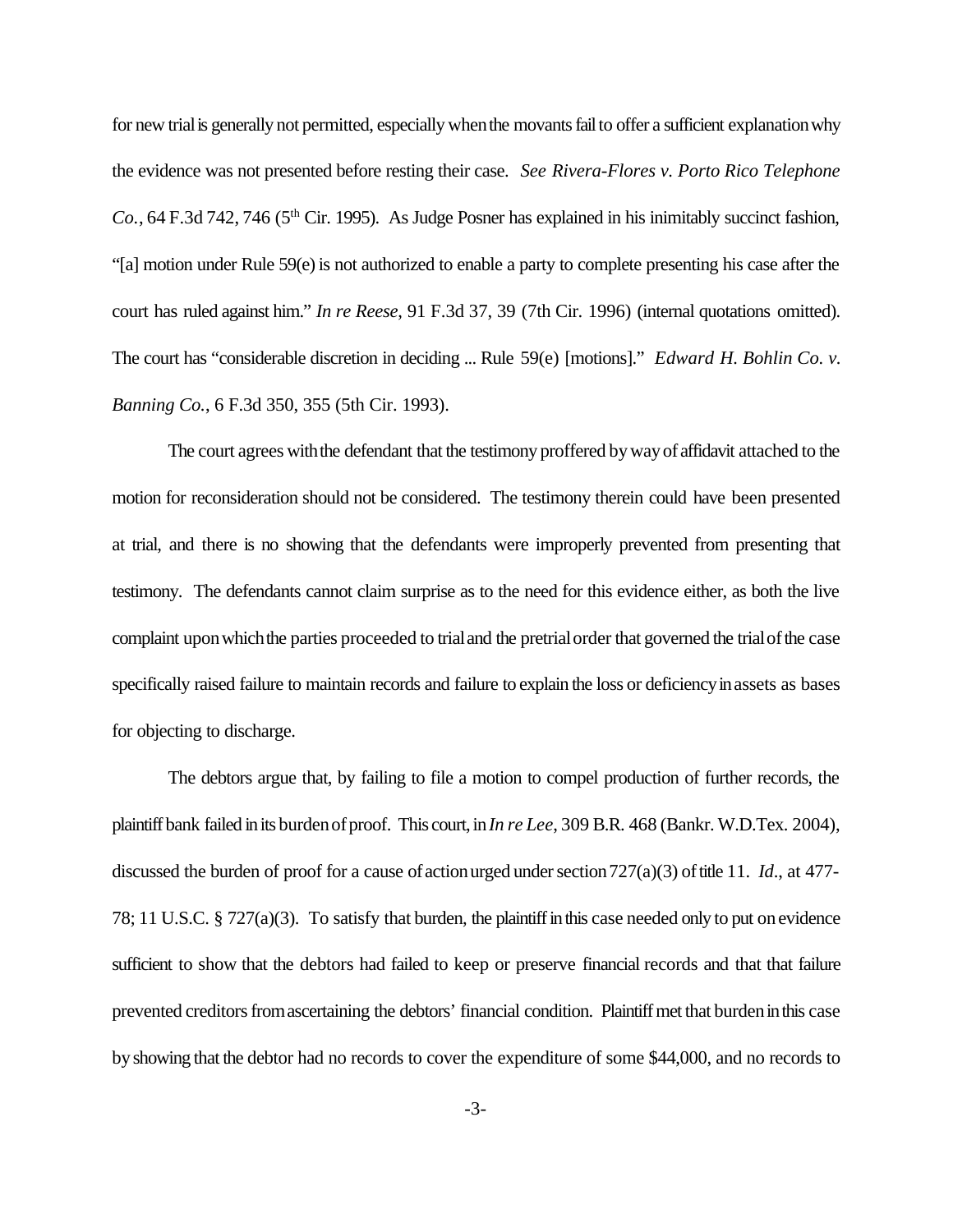for new trial is generally not permitted, especially when the movants fail to offer a sufficient explanation why the evidence was not presented before resting their case. *See Rivera-Flores v. Porto Rico Telephone Co.*, 64 F.3d 742, 746 (5th Cir. 1995). As Judge Posner has explained in his inimitably succinct fashion, "[a] motion under Rule 59(e) is not authorized to enable a party to complete presenting his case after the court has ruled against him." *In re Reese*, 91 F.3d 37, 39 (7th Cir. 1996) (internal quotations omitted). The court has "considerable discretion in deciding ... Rule 59(e) [motions]." *Edward H. Bohlin Co. v. Banning Co.*, 6 F.3d 350, 355 (5th Cir. 1993).

The court agrees with the defendant that the testimony proffered by way of affidavit attached to the motion for reconsideration should not be considered. The testimony therein could have been presented at trial, and there is no showing that the defendants were improperly prevented from presenting that testimony. The defendants cannot claim surprise as to the need for this evidence either, as both the live complaint upon which the parties proceeded to trial and the pretrial order that governed the trial of the case specifically raised failure to maintain records and failure to explain the loss or deficiency in assets as bases for objecting to discharge.

The debtors argue that, by failing to file a motion to compel production of further records, the plaintiff bank failed in its burden of proof. This court, in *In re Lee*, 309 B.R. 468 (Bankr. W.D.Tex. 2004), discussed the burden of proof for a cause of action urged under section 727(a)(3) of title 11. *Id*., at 477-78; 11 U.S.C. § 727(a)(3). To satisfy that burden, the plaintiff in this case needed only to put on evidence sufficient to show that the debtors had failed to keep or preserve financial records and that that failure prevented creditors from ascertaining the debtors' financial condition. Plaintiff met that burden in this case by showing that the debtor had no records to cover the expenditure of some $44,000, and no records to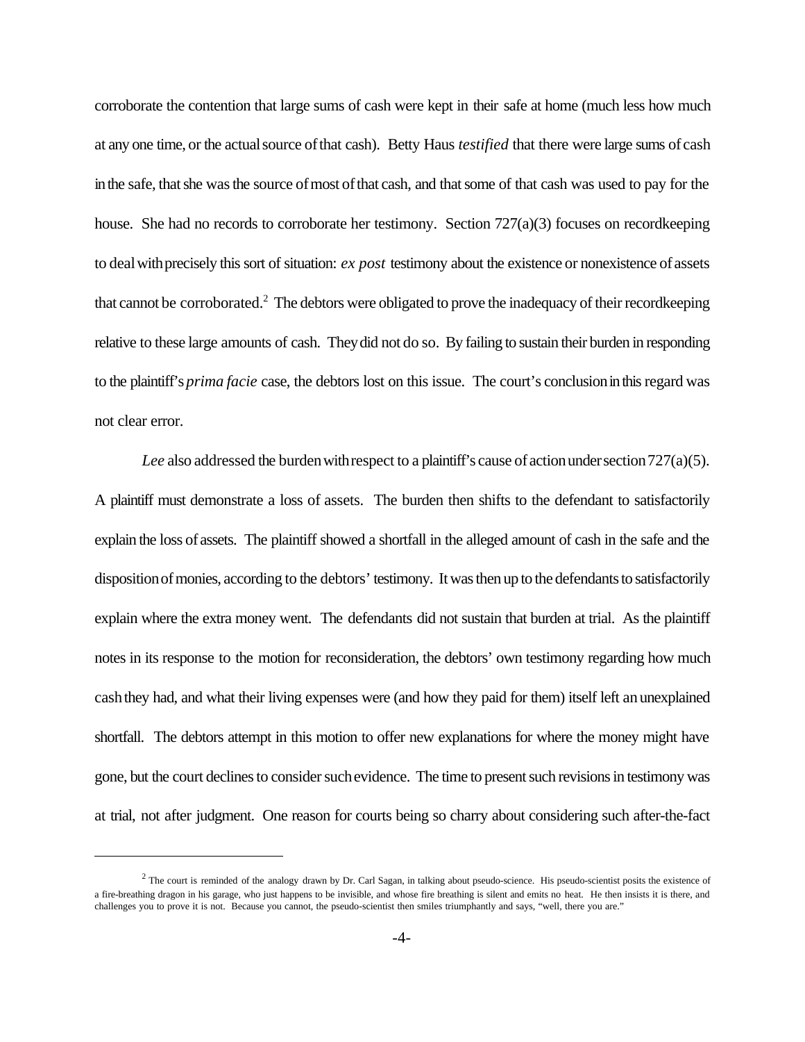corroborate the contention that large sums of cash were kept in their safe at home (much less how much at any one time, or the actual source of that cash). Betty Haus *testified* that there were large sums of cash in the safe, that she was the source of most of that cash, and that some of that cash was used to pay for the house. She had no records to corroborate her testimony. Section 727(a)(3) focuses on recordkeeping to deal with precisely this sort of situation: *ex post* testimony about the existence or nonexistence of assets that cannot be corroborated.[2] The debtors were obligated to prove the inadequacy of their recordkeeping relative to these large amounts of cash. They did not do so. By failing to sustain their burden in responding to the plaintiff's *prima facie* case, the debtors lost on this issue. The court's conclusion in this regard was not clear error.

*Lee* also addressed the burden with respect to a plaintiff's cause of action under section 727(a)(5). A plaintiff must demonstrate a loss of assets. The burden then shifts to the defendant to satisfactorily explain the loss of assets. The plaintiff showed a shortfall in the alleged amount of cash in the safe and the disposition of monies, according to the debtors' testimony. It was then up to the defendants to satisfactorily explain where the extra money went. The defendants did not sustain that burden at trial. As the plaintiff notes in its response to the motion for reconsideration, the debtors' own testimony regarding how much cash they had, and what their living expenses were (and how they paid for them) itself left an unexplained shortfall. The debtors attempt in this motion to offer new explanations for where the money might have gone, but the court declines to consider such evidence. The time to present such revisions in testimony was at trial, not after judgment. One reason for courts being so charry about considering such after-the-fact

[2] The court is reminded of the analogy drawn by Dr. Carl Sagan, in talking about pseudo-science. His pseudo-scientist posits the existence of a fire-breathing dragon in his garage, who just happens to be invisible, and whose fire breathing is silent and emits no heat. He then insists it is there, and challenges you to prove it is not. Because you cannot, the pseudo-scientist then smiles triumphantly and says, "well, there you are."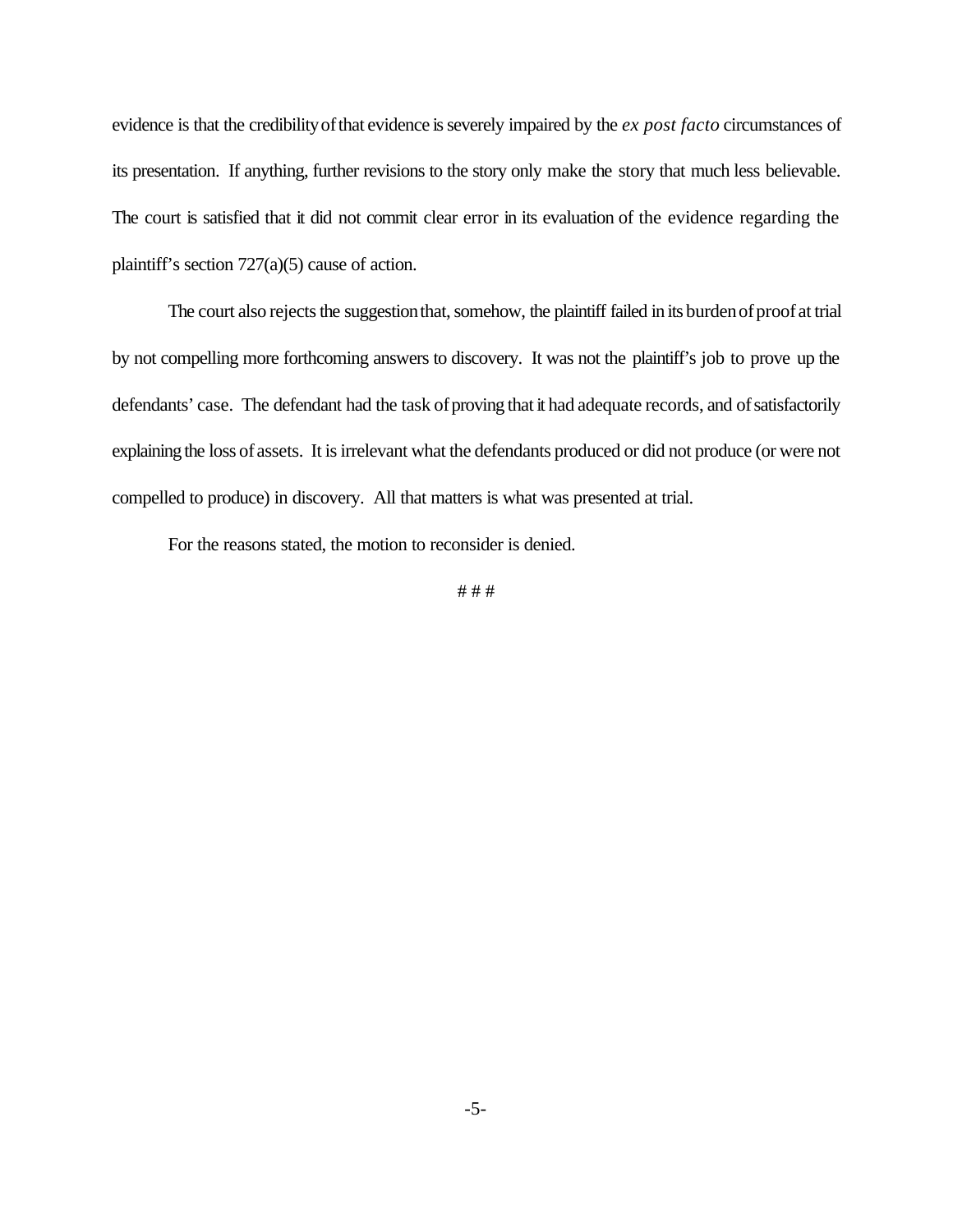evidence is that the credibility of that evidence is severely impaired by the *ex post facto* circumstances of its presentation. If anything, further revisions to the story only make the story that much less believable. The court is satisfied that it did not commit clear error in its evaluation of the evidence regarding the plaintiff's section 727(a)(5) cause of action.

The court also rejects the suggestion that, somehow, the plaintiff failed in its burden of proof at trial by not compelling more forthcoming answers to discovery. It was not the plaintiff's job to prove up the defendants' case. The defendant had the task of proving that it had adequate records, and of satisfactorily explaining the loss of assets. It is irrelevant what the defendants produced or did not produce (or were not compelled to produce) in discovery. All that matters is what was presented at trial.

For the reasons stated, the motion to reconsider is denied.

# # #